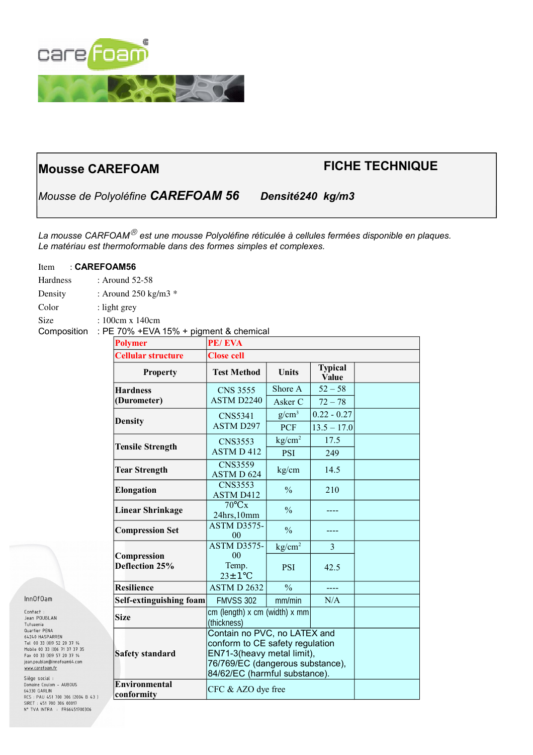# Mousse CAREFOAM

## FICHE TECHNIQUE

*Mousse de Polyoléfine* ***CAREFOAM 56*** ***Densité240 kg/m3***

*La mousse CARFOAM® est une mousse Polyoléfine réticulée à cellules fermées disponible en plaques. Le matériau est thermoformable dans des formes simples et complexes.*

Item : **CAREFOAM56**
Hardness : Around 52-58
Density : Around 250 kg/m3 *
Color : light grey
Size : 100cm x 140cm
Composition : PE 70% +EVA 15% + pigment & chemical

| **Polymer** | **PE/ EVA** | | | |
|---|---|---|---|---|
| **Cellular structure** | **Close cell** | | | |
| **Property** | **Test Method** | **Units** | **Typical Value** | |
| **Hardness (Durometer)** | CNS 3555 ASTM D2240 | Shore A | 52 – 58 | |
| | | Asker C | 72 – 78 | |
| **Density** | CNS5341 ASTM D297 | g/cm³ | 0.22 - 0.27 | |
| | | PCF | 13.5 – 17.0 | |
| **Tensile Strength** | CNS3553 ASTM D 412 | kg/cm² | 17.5 | |
| | | PSI | 249 | |
| **Tear Strength** | CNS3559 ASTM D 624 | kg/cm | 14.5 | |
| **Elongation** | CNS3553 ASTM D412 | % | 210 | |
| **Linear Shrinkage** | 70℃x 24hrs,10mm | % | ---- | |
| **Compression Set** | ASTM D3575-00 | % | ---- | |
| **Compression Deflection 25%** | ASTM D3575-00 Temp. 23±1℃ | kg/cm² | 3 | |
| | | PSI | 42.5 | |
| **Resilience** | ASTM D 2632 | % | ---- | |
| **Self-extinguishing foam** | FMVSS 302 | mm/min | N/A | |
| **Size** | cm (length) x cm (width) x mm (thickness) | | | |
| **Safety standard** | Contain no PVC, no LATEX and conform to CE safety regulation EN71-3(heavy metal limit), 76/769/EC (dangerous substance), 84/62/EC (harmful substance). | | | |
| **Environmental conformity** | CFC & AZO dye free | | | |

InnOfOam

Contact :
Jean POUBLAN
Tutuaenia
Quartier PENA
64240 HASPARREN
Tel 00 33 (0)5 52 20 37 14
Mobile 00 33 (0)6 71 37 37 35
Fax 00 33 (0)5 57 20 37 14
jean.poublan@innofoam64.com
www.carefoam.fr

Siège social :
Domaine Coulom – AUBOUS
64330 GARLIN
RCS : PAU 451 700 306 (2004 B 43 )
SIRET : 451 700 306 00017
N° TVA INTRA : FR66451700306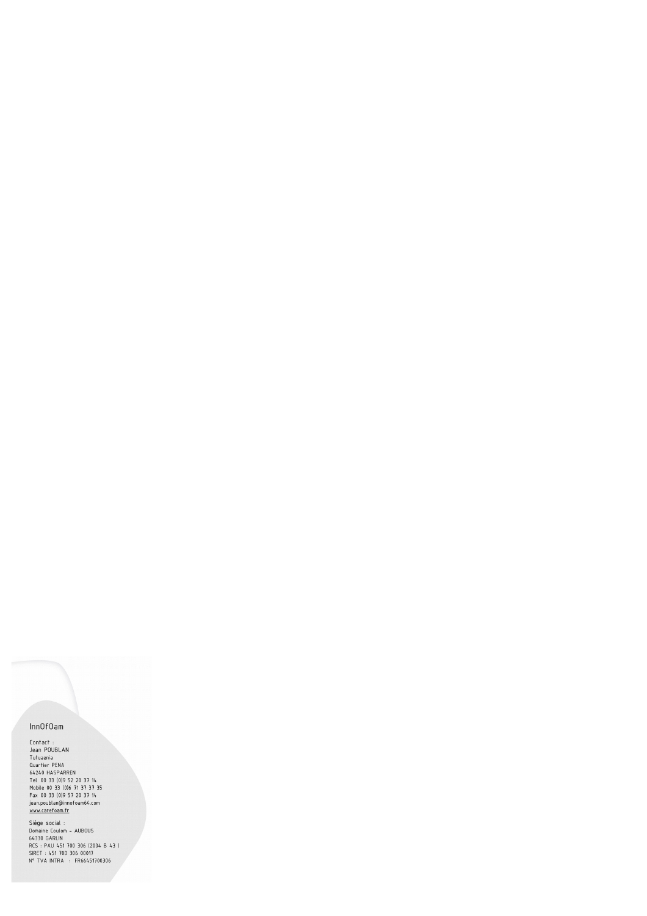InnOfOam

Contact :
Jean POUBLAN
Tutuaenia
Quartier PENA
64240 HASPARREN
Tel 00 33 (0)9 52 20 37 14
Mobile 00 33 (0)6 71 37 37 35
Fax 00 33 (0)9 57 20 37 14
jean.poublan@innofoam64.com
www.carefoam.fr

Siège social :
Domaine Coulom – AUBOUS
64330 GARLIN
RCS : PAU 451 700 306 (2004 B 43 )
SIRET : 451 700 306 00017
N° TVA INTRA : FR66451700306